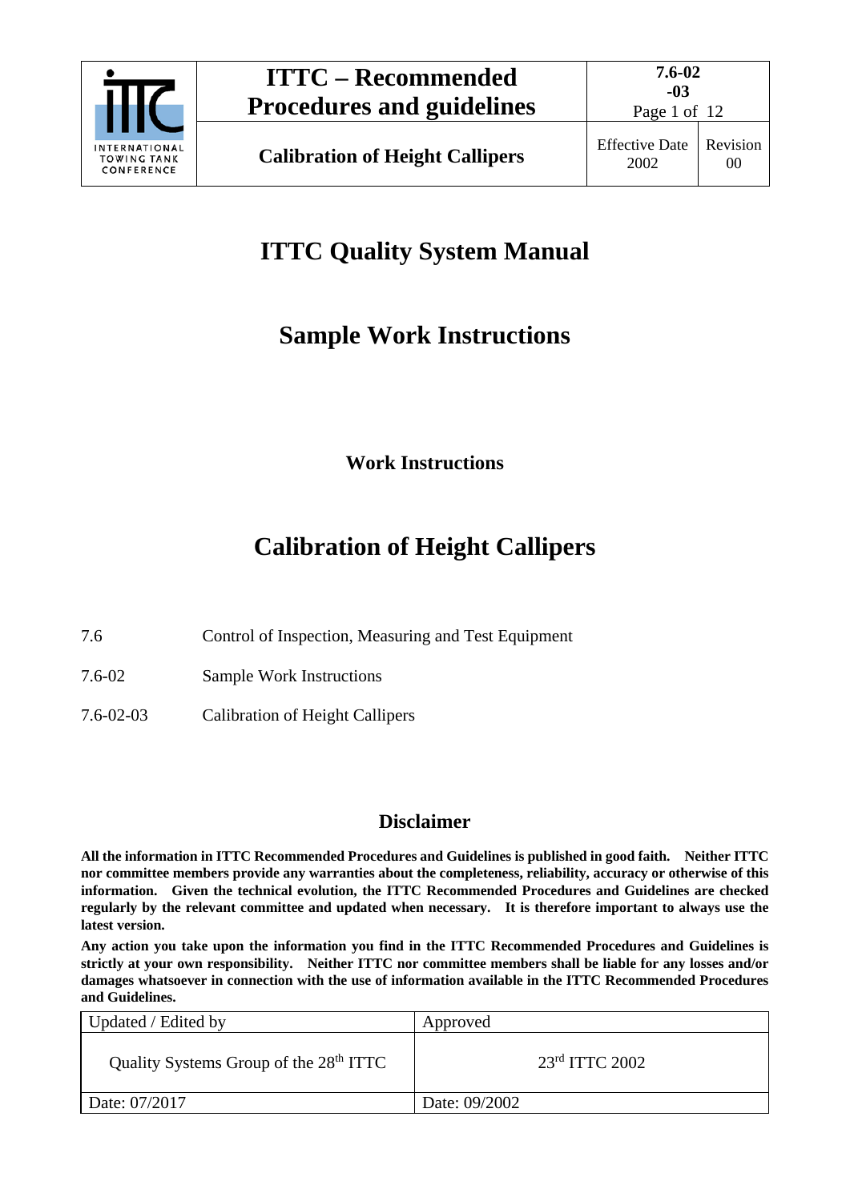# ITTC Quality System Manual

## Sample Work Instructions

### Work Instructions

# Calibration of Height Callipers

| | |
|---|---|
| 7.6 | Control of Inspection, Measuring and Test Equipment |
| 7.6-02 | Sample Work Instructions |
| 7.6-02-03 | Calibration of Height Callipers |

### Disclaimer

**All the information in ITTC Recommended Procedures and Guidelines is published in good faith. Neither ITTC nor committee members provide any warranties about the completeness, reliability, accuracy or otherwise of this information. Given the technical evolution, the ITTC Recommended Procedures and Guidelines are checked regularly by the relevant committee and updated when necessary. It is therefore important to always use the latest version.**

**Any action you take upon the information you find in the ITTC Recommended Procedures and Guidelines is strictly at your own responsibility. Neither ITTC nor committee members shall be liable for any losses and/or damages whatsoever in connection with the use of information available in the ITTC Recommended Procedures and Guidelines.**

| Updated / Edited by | Approved |
|---|---|
| Quality Systems Group of the 28th ITTC | 23rd ITTC 2002 |
| Date: 07/2017 | Date: 09/2002 |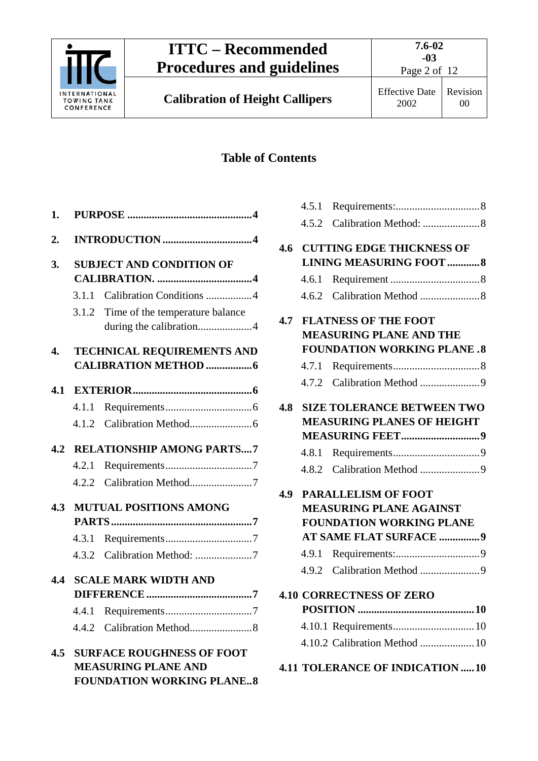## Table of Contents

**1. PURPOSE .............................................4**

**2. INTRODUCTION .................................4**

**3. SUBJECT AND CONDITION OF CALIBRATION. ...................................4**

3.1.1 Calibration Conditions .................4

3.1.2 Time of the temperature balance during the calibration....................4

**4. TECHNICAL REQUIREMENTS AND CALIBRATION METHOD .................6**

**4.1 EXTERIOR............................................6**

4.1.1 Requirements................................6

4.1.2 Calibration Method.......................6

**4.2 RELATIONSHIP AMONG PARTS....7**

4.2.1 Requirements................................7

4.2.2 Calibration Method.......................7

**4.3 MUTUAL POSITIONS AMONG PARTS....................................................7**

4.3.1 Requirements................................7

4.3.2 Calibration Method: .....................7

**4.4 SCALE MARK WIDTH AND DIFFERENCE .......................................7**

4.4.1 Requirements................................7

4.4.2 Calibration Method.......................8

**4.5 SURFACE ROUGHNESS OF FOOT MEASURING PLANE AND FOUNDATION WORKING PLANE..8**

4.5.1 Requirements:...............................8

4.5.2 Calibration Method: .....................8

**4.6 CUTTING EDGE THICKNESS OF LINING MEASURING FOOT ............8**

4.6.1 Requirement .................................8

4.6.2 Calibration Method ......................8

**4.7 FLATNESS OF THE FOOT MEASURING PLANE AND THE FOUNDATION WORKING PLANE .8**

4.7.1 Requirements................................8

4.7.2 Calibration Method ......................9

**4.8 SIZE TOLERANCE BETWEEN TWO MEASURING PLANES OF HEIGHT MEASURING FEET............................9**

4.8.1 Requirements................................9

4.8.2 Calibration Method ......................9

**4.9 PARALLELISM OF FOOT MEASURING PLANE AGAINST FOUNDATION WORKING PLANE AT SAME FLAT SURFACE ...............9**

4.9.1 Requirements:...............................9

4.9.2 Calibration Method ......................9

**4.10 CORRECTNESS OF ZERO POSITION ..........................................10**

4.10.1 Requirements.............................10

4.10.2 Calibration Method ....................10

**4.11 TOLERANCE OF INDICATION .....10**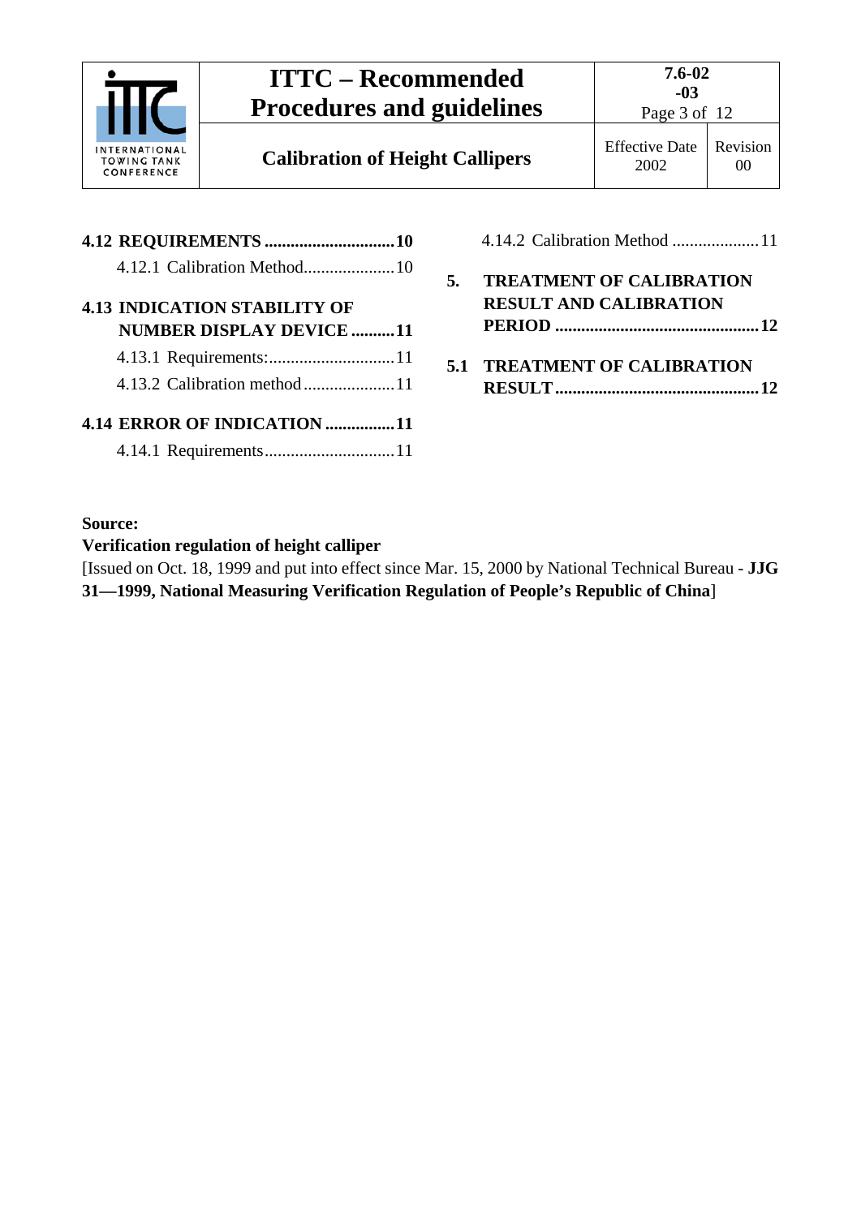**4.12 REQUIREMENTS .............................10**

4.12.1 Calibration Method.....................10

**4.13 INDICATION STABILITY OF NUMBER DISPLAY DEVICE ..........11**

4.13.1 Requirements:.............................11

4.13.2 Calibration method.....................11

**4.14 ERROR OF INDICATION ................11**

4.14.1 Requirements..............................11

4.14.2 Calibration Method ....................11

**5. TREATMENT OF CALIBRATION RESULT AND CALIBRATION PERIOD ...............................................12**

**5.1 TREATMENT OF CALIBRATION RESULT ..............................................12**

**Source:**

**Verification regulation of height calliper**

[Issued on Oct. 18, 1999 and put into effect since Mar. 15, 2000 by National Technical Bureau - **JJG 31—1999, National Measuring Verification Regulation of People's Republic of China**]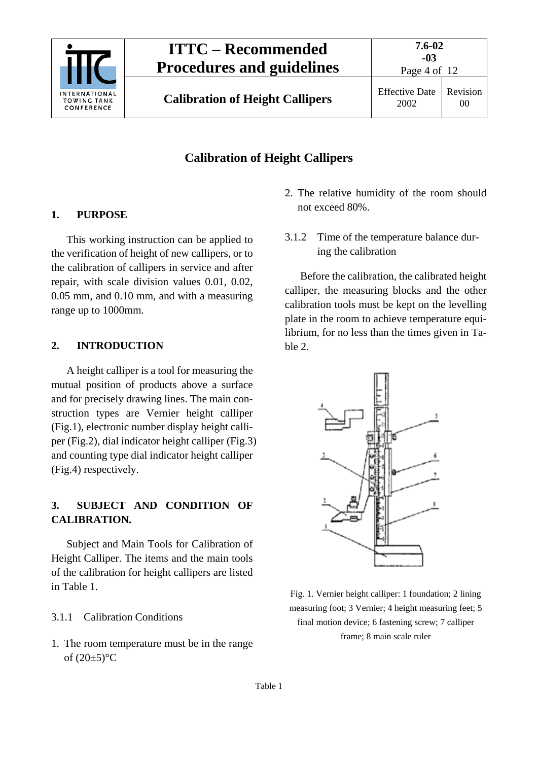# Calibration of Height Callipers

## 1. PURPOSE

This working instruction can be applied to the verification of height of new callipers, or to the calibration of callipers in service and after repair, with scale division values 0.01, 0.02, 0.05 mm, and 0.10 mm, and with a measuring range up to 1000mm.

## 2. INTRODUCTION

A height calliper is a tool for measuring the mutual position of products above a surface and for precisely drawing lines. The main construction types are Vernier height calliper (Fig.1), electronic number display height calliper (Fig.2), dial indicator height calliper (Fig.3) and counting type dial indicator height calliper (Fig.4) respectively.

## 3. SUBJECT AND CONDITION OF CALIBRATION.

Subject and Main Tools for Calibration of Height Calliper. The items and the main tools of the calibration for height callipers are listed in Table 1.

### 3.1.1 Calibration Conditions

1. The room temperature must be in the range of (20±5)°C
2. The relative humidity of the room should not exceed 80%.

### 3.1.2 Time of the temperature balance during the calibration

Before the calibration, the calibrated height calliper, the measuring blocks and the other calibration tools must be kept on the levelling plate in the room to achieve temperature equilibrium, for no less than the times given in Table 2.

Fig. 1. Vernier height calliper: 1 foundation; 2 lining measuring foot; 3 Vernier; 4 height measuring feet; 5 final motion device; 6 fastening screw; 7 calliper frame; 8 main scale ruler

Table 1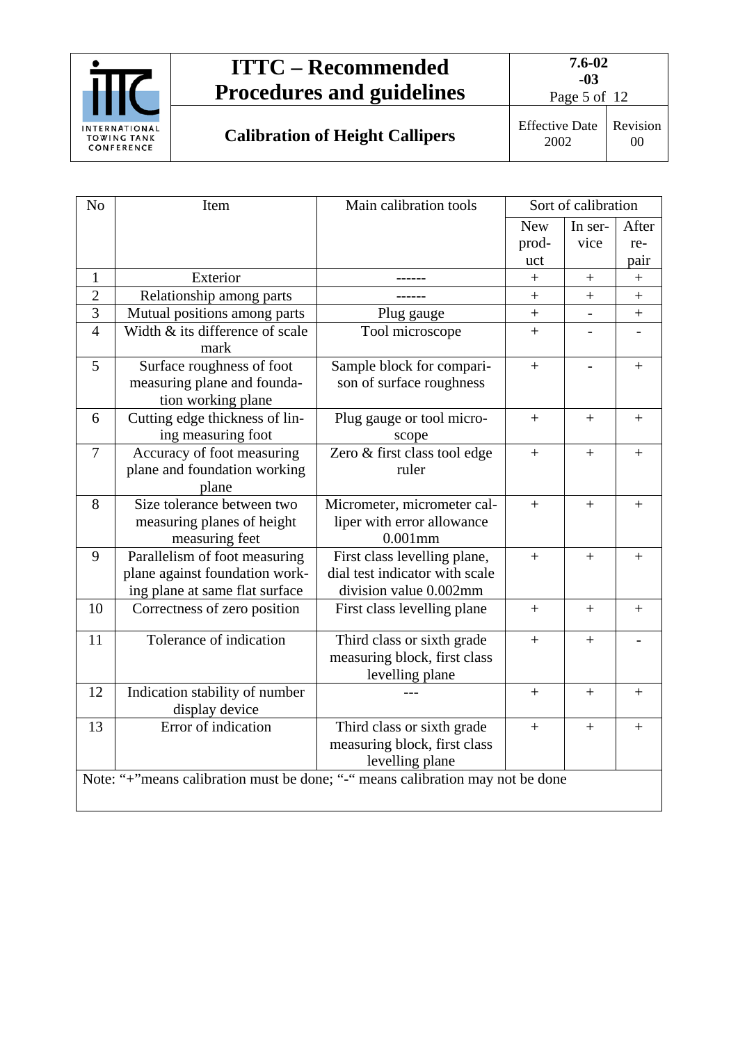| No | Item | Main calibration tools | Sort of calibration | | |
|---|---|---|---|---|---|
| | | | New product | In service | After repair |
| 1 | Exterior | ------ | + | + | + |
| 2 | Relationship among parts | ------ | + | + | + |
| 3 | Mutual positions among parts | Plug gauge | + | - | + |
| 4 | Width & its difference of scale mark | Tool microscope | + | - | - |
| 5 | Surface roughness of foot measuring plane and foundation working plane | Sample block for comparison of surface roughness | + | - | + |
| 6 | Cutting edge thickness of lining measuring foot | Plug gauge or tool microscope | + | + | + |
| 7 | Accuracy of foot measuring plane and foundation working plane | Zero & first class tool edge ruler | + | + | + |
| 8 | Size tolerance between two measuring planes of height measuring feet | Micrometer, micrometer calliper with error allowance 0.001mm | + | + | + |
| 9 | Parallelism of foot measuring plane against foundation working plane at same flat surface | First class levelling plane, dial test indicator with scale division value 0.002mm | + | + | + |
| 10 | Correctness of zero position | First class levelling plane | + | + | + |
| 11 | Tolerance of indication | Third class or sixth grade measuring block, first class levelling plane | + | + | - |
| 12 | Indication stability of number display device | --- | + | + | + |
| 13 | Error of indication | Third class or sixth grade measuring block, first class levelling plane | + | + | + |

Note: "+"means calibration must be done; "-" means calibration may not be done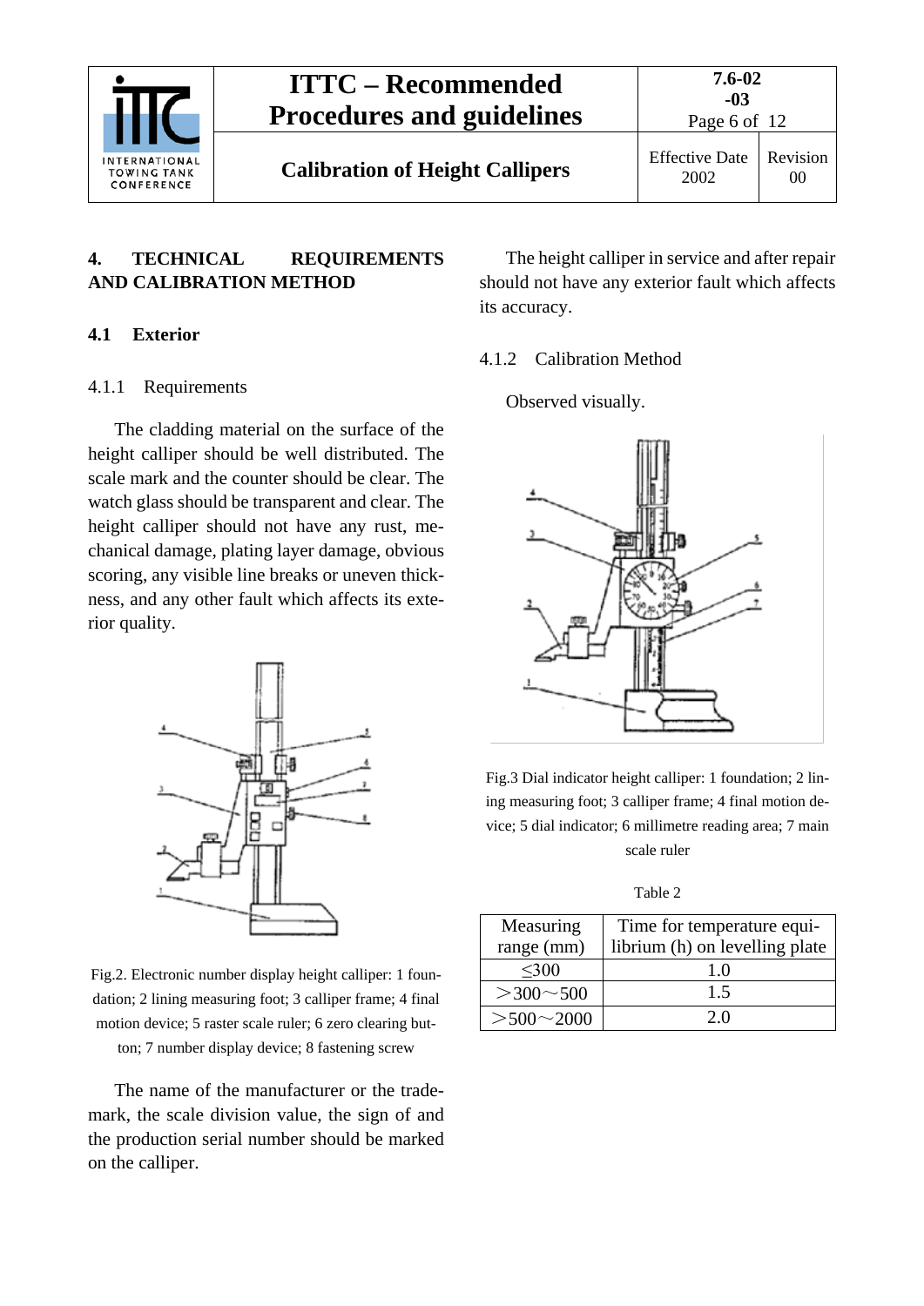## 4. TECHNICAL REQUIREMENTS AND CALIBRATION METHOD

### 4.1 Exterior

#### 4.1.1 Requirements

The cladding material on the surface of the height calliper should be well distributed. The scale mark and the counter should be clear. The watch glass should be transparent and clear. The height calliper should not have any rust, mechanical damage, plating layer damage, obvious scoring, any visible line breaks or uneven thickness, and any other fault which affects its exterior quality.

Fig.2. Electronic number display height calliper: 1 foundation; 2 lining measuring foot; 3 calliper frame; 4 final motion device; 5 raster scale ruler; 6 zero clearing button; 7 number display device; 8 fastening screw

The name of the manufacturer or the trademark, the scale division value, the sign of and the production serial number should be marked on the calliper.

The height calliper in service and after repair should not have any exterior fault which affects its accuracy.

#### 4.1.2 Calibration Method

Observed visually.

Fig.3 Dial indicator height calliper: 1 foundation; 2 lining measuring foot; 3 calliper frame; 4 final motion device; 5 dial indicator; 6 millimetre reading area; 7 main scale ruler

Table 2

| Measuring range (mm) | Time for temperature equilibrium (h) on levelling plate |
|---|---|
| ≤300 | 1.0 |
| ＞300～500 | 1.5 |
| ＞500～2000 | 2.0 |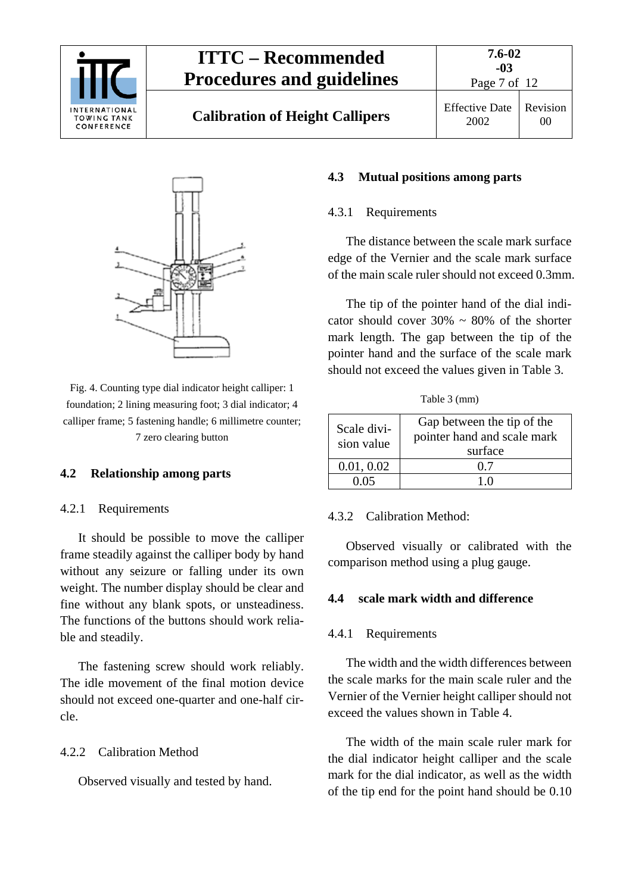Fig. 4. Counting type dial indicator height calliper: 1 foundation; 2 lining measuring foot; 3 dial indicator; 4 calliper frame; 5 fastening handle; 6 millimetre counter; 7 zero clearing button

## 4.2 Relationship among parts

### 4.2.1 Requirements

It should be possible to move the calliper frame steadily against the calliper body by hand without any seizure or falling under its own weight. The number display should be clear and fine without any blank spots, or unsteadiness. The functions of the buttons should work reliable and steadily.

The fastening screw should work reliably. The idle movement of the final motion device should not exceed one-quarter and one-half circle.

### 4.2.2 Calibration Method

Observed visually and tested by hand.

## 4.3 Mutual positions among parts

### 4.3.1 Requirements

The distance between the scale mark surface edge of the Vernier and the scale mark surface of the main scale ruler should not exceed 0.3mm.

The tip of the pointer hand of the dial indicator should cover 30% ~ 80% of the shorter mark length. The gap between the tip of the pointer hand and the surface of the scale mark should not exceed the values given in Table 3.

Table 3 (mm)

| Scale division value | Gap between the tip of the pointer hand and scale mark surface |
|---|---|
| 0.01, 0.02 | 0.7 |
| 0.05 | 1.0 |

### 4.3.2 Calibration Method:

Observed visually or calibrated with the comparison method using a plug gauge.

## 4.4 scale mark width and difference

### 4.4.1 Requirements

The width and the width differences between the scale marks for the main scale ruler and the Vernier of the Vernier height calliper should not exceed the values shown in Table 4.

The width of the main scale ruler mark for the dial indicator height calliper and the scale mark for the dial indicator, as well as the width of the tip end for the point hand should be 0.10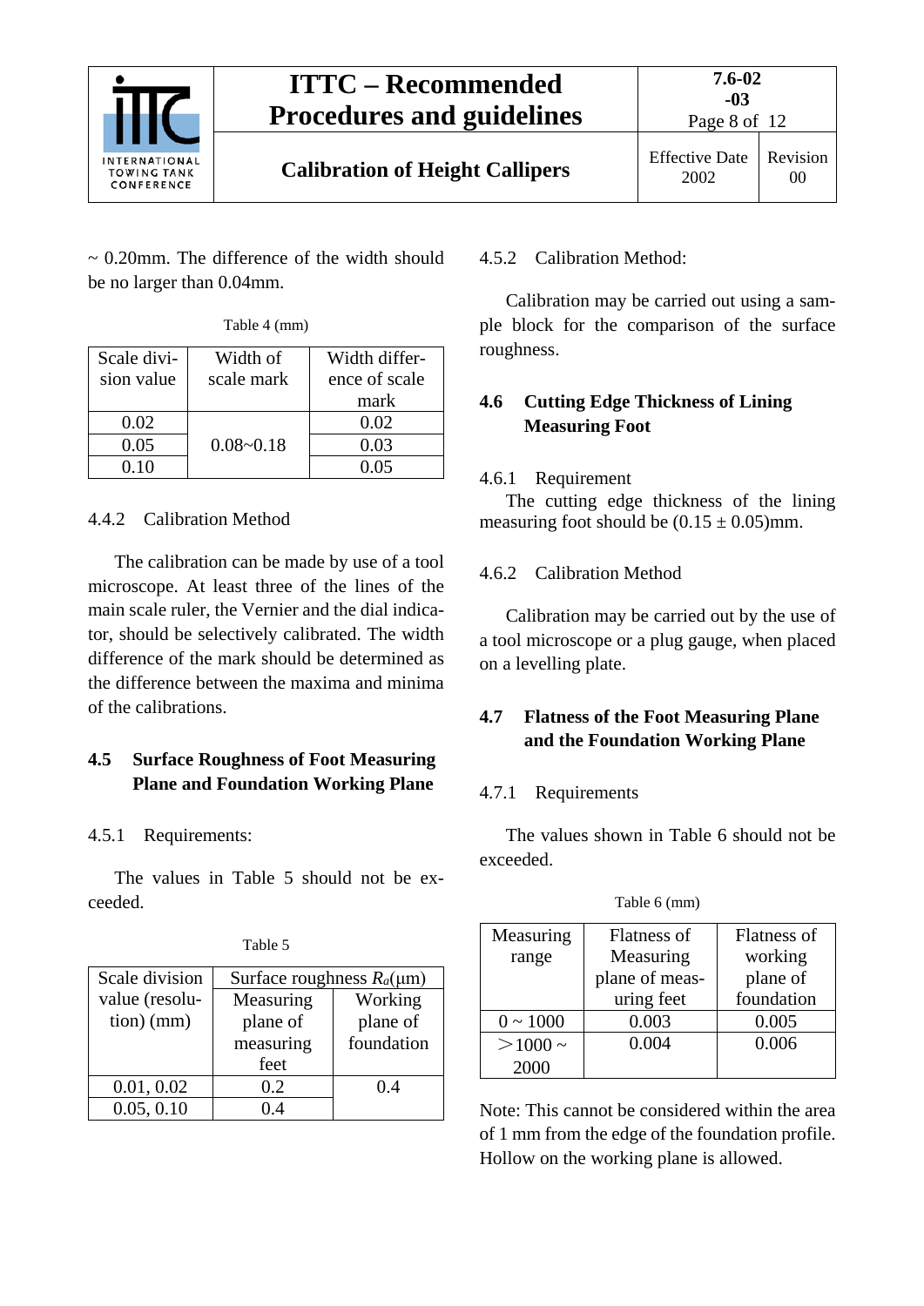~ 0.20mm. The difference of the width should be no larger than 0.04mm.

Table 4 (mm)

| Scale division value | Width of scale mark | Width difference of scale mark |
|---|---|---|
| 0.02 | 0.08~0.18 | 0.02 |
| 0.05 | | 0.03 |
| 0.10 | | 0.05 |

4.4.2 Calibration Method

The calibration can be made by use of a tool microscope. At least three of the lines of the main scale ruler, the Vernier and the dial indicator, should be selectively calibrated. The width difference of the mark should be determined as the difference between the maxima and minima of the calibrations.

## 4.5 Surface Roughness of Foot Measuring Plane and Foundation Working Plane

4.5.1 Requirements:

The values in Table 5 should not be exceeded.

Table 5

| Scale division value (resolution) (mm) | Surface roughness $R_a$(μm) | |
|---|---|---|
| | Measuring plane of measuring feet | Working plane of foundation |
| 0.01, 0.02 | 0.2 | 0.4 |
| 0.05, 0.10 | 0.4 | |

4.5.2 Calibration Method:

Calibration may be carried out using a sample block for the comparison of the surface roughness.

## 4.6 Cutting Edge Thickness of Lining Measuring Foot

4.6.1 Requirement

The cutting edge thickness of the lining measuring foot should be (0.15 ± 0.05)mm.

4.6.2 Calibration Method

Calibration may be carried out by the use of a tool microscope or a plug gauge, when placed on a levelling plate.

## 4.7 Flatness of the Foot Measuring Plane and the Foundation Working Plane

4.7.1 Requirements

The values shown in Table 6 should not be exceeded.

Table 6 (mm)

| Measuring range | Flatness of Measuring plane of measuring feet | Flatness of working plane of foundation |
|---|---|---|
| 0 ~ 1000 | 0.003 | 0.005 |
| ＞1000 ~ 2000 | 0.004 | 0.006 |

Note: This cannot be considered within the area of 1 mm from the edge of the foundation profile. Hollow on the working plane is allowed.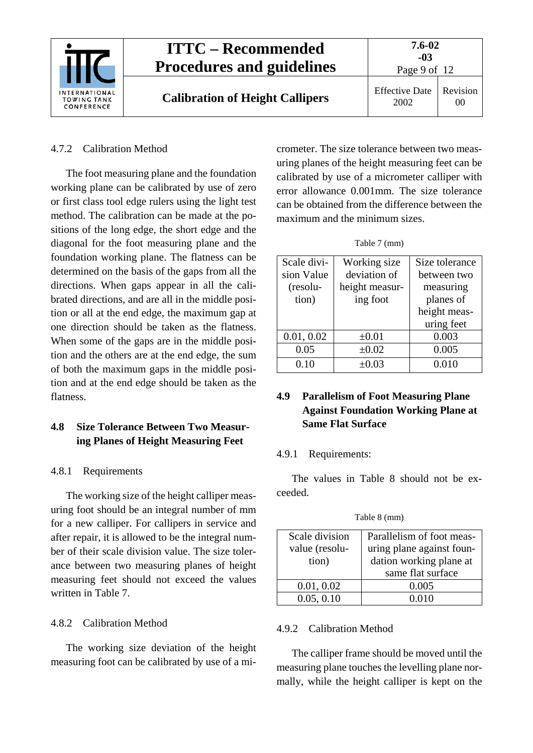#### 4.7.2 Calibration Method

The foot measuring plane and the foundation working plane can be calibrated by use of zero or first class tool edge rulers using the light test method. The calibration can be made at the positions of the long edge, the short edge and the diagonal for the foot measuring plane and the foundation working plane. The flatness can be determined on the basis of the gaps from all the directions. When gaps appear in all the calibrated directions, and are all in the middle position or all at the end edge, the maximum gap at one direction should be taken as the flatness. When some of the gaps are in the middle position and the others are at the end edge, the sum of both the maximum gaps in the middle position and at the end edge should be taken as the flatness.

### 4.8 Size Tolerance Between Two Measuring Planes of Height Measuring Feet

#### 4.8.1 Requirements

The working size of the height calliper measuring foot should be an integral number of mm for a new calliper. For callipers in service and after repair, it is allowed to be the integral number of their scale division value. The size tolerance between two measuring planes of height measuring feet should not exceed the values written in Table 7.

#### 4.8.2 Calibration Method

The working size deviation of the height measuring foot can be calibrated by use of a micrometer. The size tolerance between two measuring planes of the height measuring feet can be calibrated by use of a micrometer calliper with error allowance 0.001mm. The size tolerance can be obtained from the difference between the maximum and the minimum sizes.

Table 7 (mm)

| Scale division Value (resolution) | Working size deviation of height measuring foot | Size tolerance between two measuring planes of height measuring feet |
|---|---|---|
| 0.01, 0.02 | ±0.01 | 0.003 |
| 0.05 | ±0.02 | 0.005 |
| 0.10 | ±0.03 | 0.010 |

### 4.9 Parallelism of Foot Measuring Plane Against Foundation Working Plane at Same Flat Surface

#### 4.9.1 Requirements:

The values in Table 8 should not be exceeded.

Table 8 (mm)

| Scale division value (resolution) | Parallelism of foot measuring plane against foundation working plane at same flat surface |
|---|---|
| 0.01, 0.02 | 0.005 |
| 0.05, 0.10 | 0.010 |

#### 4.9.2 Calibration Method

The calliper frame should be moved until the measuring plane touches the levelling plane normally, while the height calliper is kept on the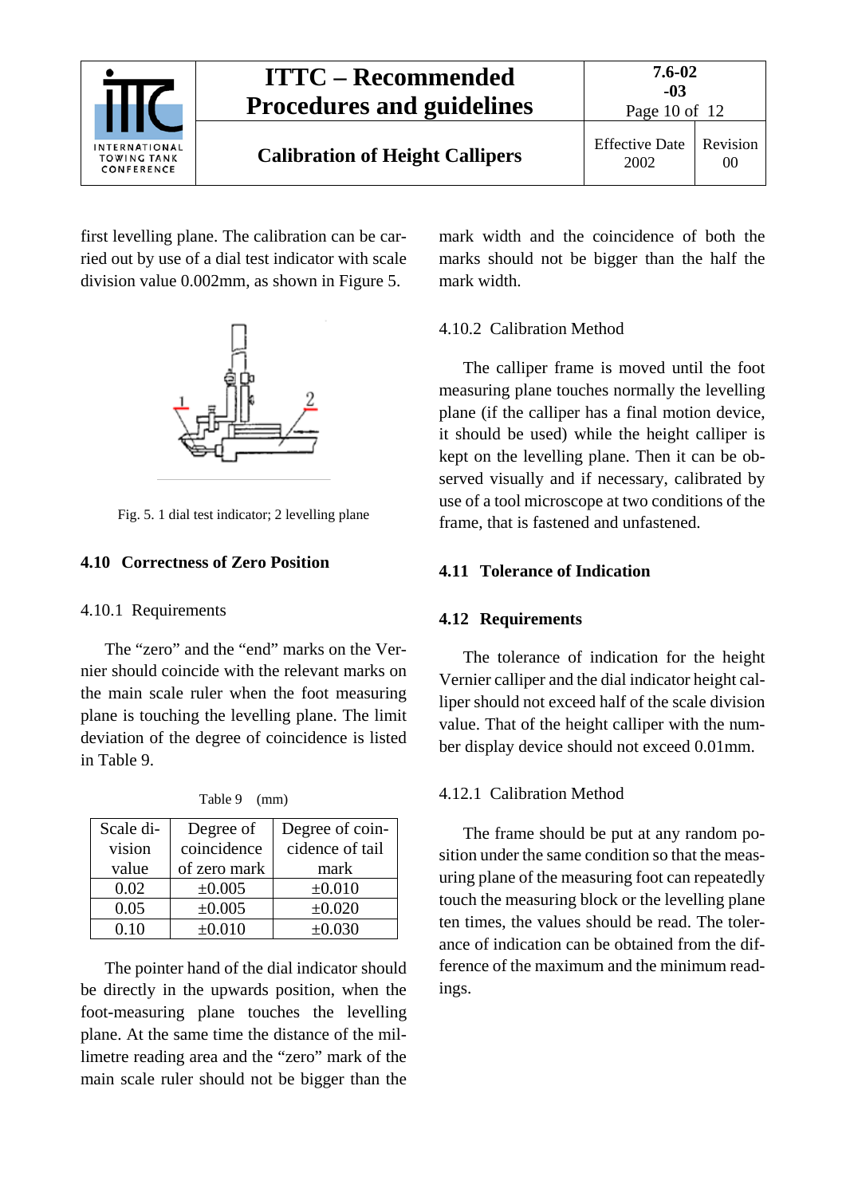first levelling plane. The calibration can be carried out by use of a dial test indicator with scale division value 0.002mm, as shown in Figure 5.

Fig. 5. 1 dial test indicator; 2 levelling plane

## 4.10 Correctness of Zero Position

### 4.10.1 Requirements

The "zero" and the "end" marks on the Vernier should coincide with the relevant marks on the main scale ruler when the foot measuring plane is touching the levelling plane. The limit deviation of the degree of coincidence is listed in Table 9.

Table 9 (mm)

| Scale division value | Degree of coincidence of zero mark | Degree of coincidence of tail mark |
|---|---|---|
| 0.02 | ±0.005 | ±0.010 |
| 0.05 | ±0.005 | ±0.020 |
| 0.10 | ±0.010 | ±0.030 |

The pointer hand of the dial indicator should be directly in the upwards position, when the foot-measuring plane touches the levelling plane. At the same time the distance of the millimetre reading area and the "zero" mark of the main scale ruler should not be bigger than the mark width and the coincidence of both the marks should not be bigger than the half the mark width.

### 4.10.2 Calibration Method

The calliper frame is moved until the foot measuring plane touches normally the levelling plane (if the calliper has a final motion device, it should be used) while the height calliper is kept on the levelling plane. Then it can be observed visually and if necessary, calibrated by use of a tool microscope at two conditions of the frame, that is fastened and unfastened.

## 4.11 Tolerance of Indication

## 4.12 Requirements

The tolerance of indication for the height Vernier calliper and the dial indicator height calliper should not exceed half of the scale division value. That of the height calliper with the number display device should not exceed 0.01mm.

### 4.12.1 Calibration Method

The frame should be put at any random position under the same condition so that the measuring plane of the measuring foot can repeatedly touch the measuring block or the levelling plane ten times, the values should be read. The tolerance of indication can be obtained from the difference of the maximum and the minimum readings.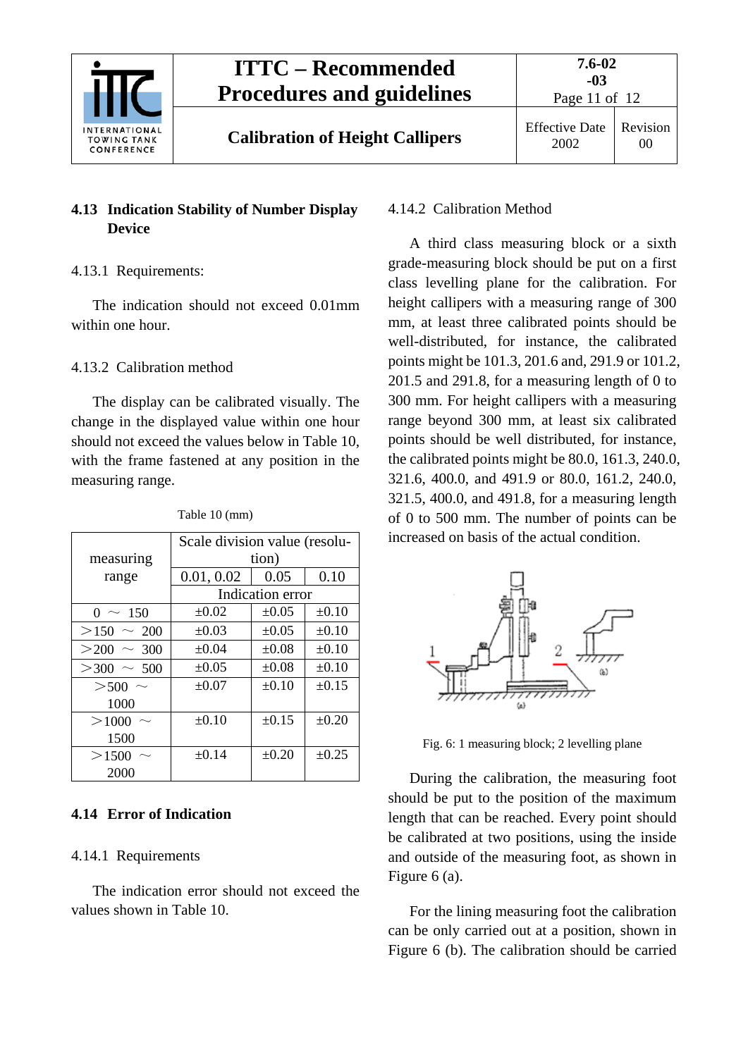## 4.13 Indication Stability of Number Display Device

4.13.1 Requirements:

The indication should not exceed 0.01mm within one hour.

4.13.2 Calibration method

The display can be calibrated visually. The change in the displayed value within one hour should not exceed the values below in Table 10, with the frame fastened at any position in the measuring range.

Table 10 (mm)

| measuring range | Scale division value (resolution) | | |
|---|---|---|---|
| | 0.01, 0.02 | 0.05 | 0.10 |
| | Indication error | | |
| 0 ～ 150 | ±0.02 | ±0.05 | ±0.10 |
| ＞150 ～ 200 | ±0.03 | ±0.05 | ±0.10 |
| ＞200 ～ 300 | ±0.04 | ±0.08 | ±0.10 |
| ＞300 ～ 500 | ±0.05 | ±0.08 | ±0.10 |
| ＞500 ～ 1000 | ±0.07 | ±0.10 | ±0.15 |
| ＞1000 ～ 1500 | ±0.10 | ±0.15 | ±0.20 |
| ＞1500 ～ 2000 | ±0.14 | ±0.20 | ±0.25 |

## 4.14 Error of Indication

4.14.1 Requirements

The indication error should not exceed the values shown in Table 10.

4.14.2 Calibration Method

A third class measuring block or a sixth grade-measuring block should be put on a first class levelling plane for the calibration. For height callipers with a measuring range of 300 mm, at least three calibrated points should be well-distributed, for instance, the calibrated points might be 101.3, 201.6 and, 291.9 or 101.2, 201.5 and 291.8, for a measuring length of 0 to 300 mm. For height callipers with a measuring range beyond 300 mm, at least six calibrated points should be well distributed, for instance, the calibrated points might be 80.0, 161.3, 240.0, 321.6, 400.0, and 491.9 or 80.0, 161.2, 240.0, 321.5, 400.0, and 491.8, for a measuring length of 0 to 500 mm. The number of points can be increased on basis of the actual condition.

Fig. 6: 1 measuring block; 2 levelling plane

During the calibration, the measuring foot should be put to the position of the maximum length that can be reached. Every point should be calibrated at two positions, using the inside and outside of the measuring foot, as shown in Figure 6 (a).

For the lining measuring foot the calibration can be only carried out at a position, shown in Figure 6 (b). The calibration should be carried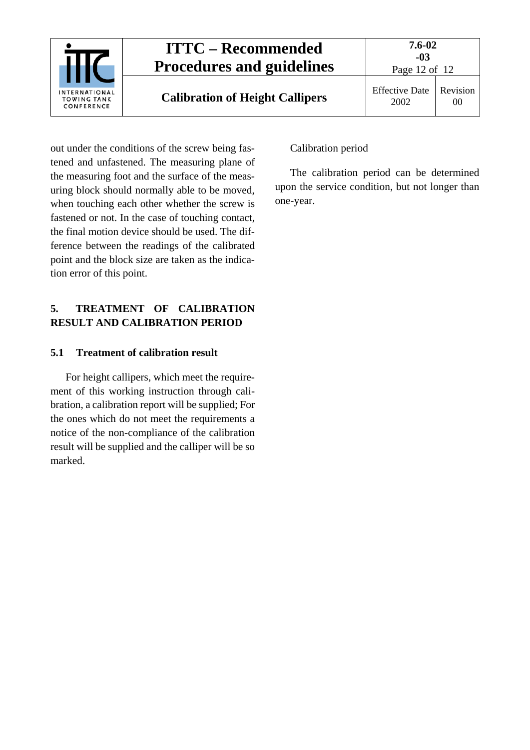out under the conditions of the screw being fastened and unfastened. The measuring plane of the measuring foot and the surface of the measuring block should normally able to be moved, when touching each other whether the screw is fastened or not. In the case of touching contact, the final motion device should be used. The difference between the readings of the calibrated point and the block size are taken as the indication error of this point.

## 5. TREATMENT OF CALIBRATION RESULT AND CALIBRATION PERIOD

### 5.1 Treatment of calibration result

For height callipers, which meet the requirement of this working instruction through calibration, a calibration report will be supplied; For the ones which do not meet the requirements a notice of the non-compliance of the calibration result will be supplied and the calliper will be so marked.

Calibration period

The calibration period can be determined upon the service condition, but not longer than one-year.